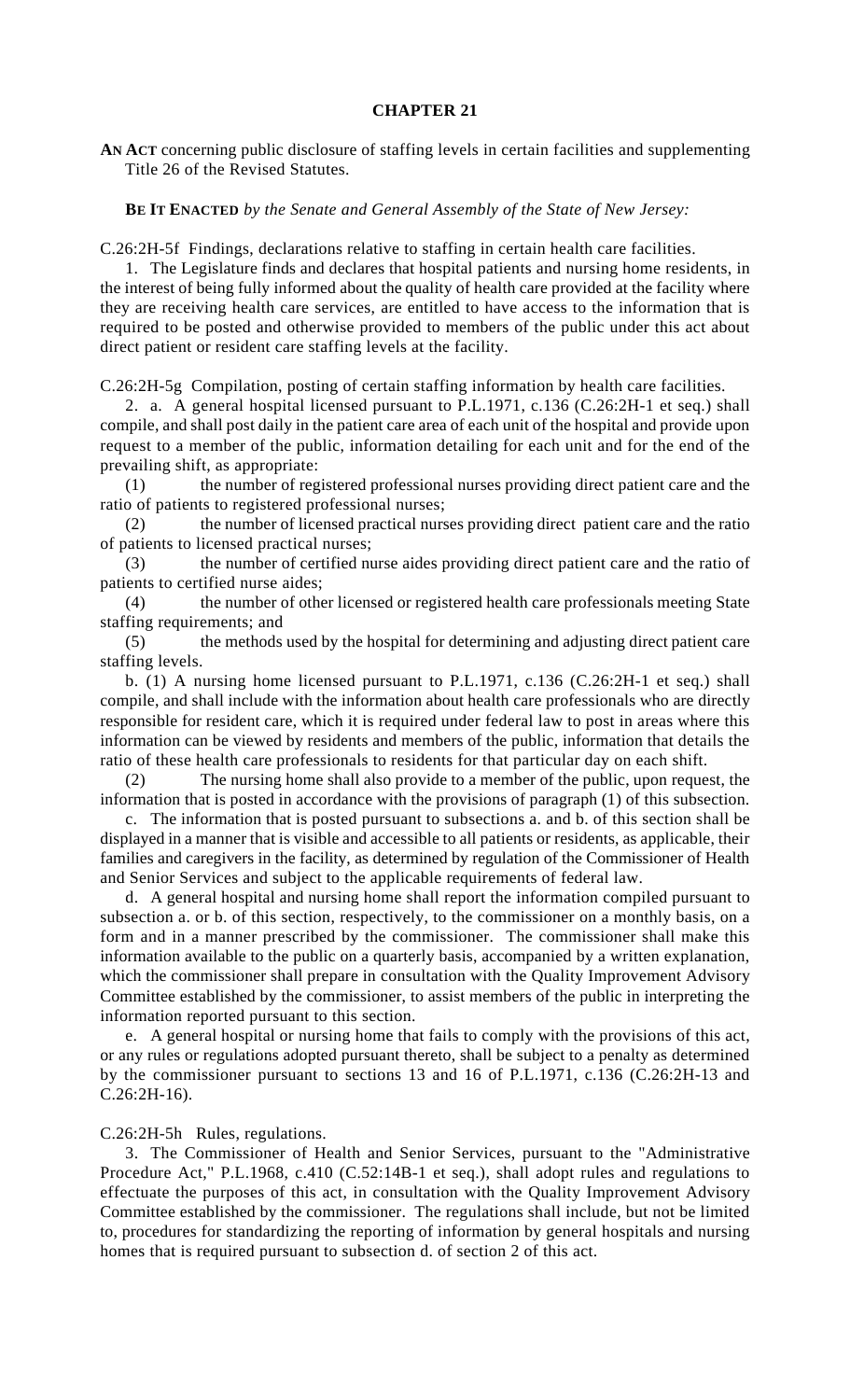# CHAPTER 21

**AN ACT** concerning public disclosure of staffing levels in certain facilities and supplementing Title 26 of the Revised Statutes.

**BE IT ENACTED** *by the Senate and General Assembly of the State of New Jersey:*

C.26:2H-5f Findings, declarations relative to staffing in certain health care facilities.

1. The Legislature finds and declares that hospital patients and nursing home residents, in the interest of being fully informed about the quality of health care provided at the facility where they are receiving health care services, are entitled to have access to the information that is required to be posted and otherwise provided to members of the public under this act about direct patient or resident care staffing levels at the facility.

C.26:2H-5g Compilation, posting of certain staffing information by health care facilities.

2. a. A general hospital licensed pursuant to P.L.1971, c.136 (C.26:2H-1 et seq.) shall compile, and shall post daily in the patient care area of each unit of the hospital and provide upon request to a member of the public, information detailing for each unit and for the end of the prevailing shift, as appropriate:

(1) the number of registered professional nurses providing direct patient care and the ratio of patients to registered professional nurses;

(2) the number of licensed practical nurses providing direct patient care and the ratio of patients to licensed practical nurses;

(3) the number of certified nurse aides providing direct patient care and the ratio of patients to certified nurse aides;

(4) the number of other licensed or registered health care professionals meeting State staffing requirements; and

(5) the methods used by the hospital for determining and adjusting direct patient care staffing levels.

b. (1) A nursing home licensed pursuant to P.L.1971, c.136 (C.26:2H-1 et seq.) shall compile, and shall include with the information about health care professionals who are directly responsible for resident care, which it is required under federal law to post in areas where this information can be viewed by residents and members of the public, information that details the ratio of these health care professionals to residents for that particular day on each shift.

(2) The nursing home shall also provide to a member of the public, upon request, the information that is posted in accordance with the provisions of paragraph (1) of this subsection.

c. The information that is posted pursuant to subsections a. and b. of this section shall be displayed in a manner that is visible and accessible to all patients or residents, as applicable, their families and caregivers in the facility, as determined by regulation of the Commissioner of Health and Senior Services and subject to the applicable requirements of federal law.

d. A general hospital and nursing home shall report the information compiled pursuant to subsection a. or b. of this section, respectively, to the commissioner on a monthly basis, on a form and in a manner prescribed by the commissioner. The commissioner shall make this information available to the public on a quarterly basis, accompanied by a written explanation, which the commissioner shall prepare in consultation with the Quality Improvement Advisory Committee established by the commissioner, to assist members of the public in interpreting the information reported pursuant to this section.

e. A general hospital or nursing home that fails to comply with the provisions of this act, or any rules or regulations adopted pursuant thereto, shall be subject to a penalty as determined by the commissioner pursuant to sections 13 and 16 of P.L.1971, c.136 (C.26:2H-13 and C.26:2H-16).

C.26:2H-5h Rules, regulations.

3. The Commissioner of Health and Senior Services, pursuant to the "Administrative Procedure Act," P.L.1968, c.410 (C.52:14B-1 et seq.), shall adopt rules and regulations to effectuate the purposes of this act, in consultation with the Quality Improvement Advisory Committee established by the commissioner. The regulations shall include, but not be limited to, procedures for standardizing the reporting of information by general hospitals and nursing homes that is required pursuant to subsection d. of section 2 of this act.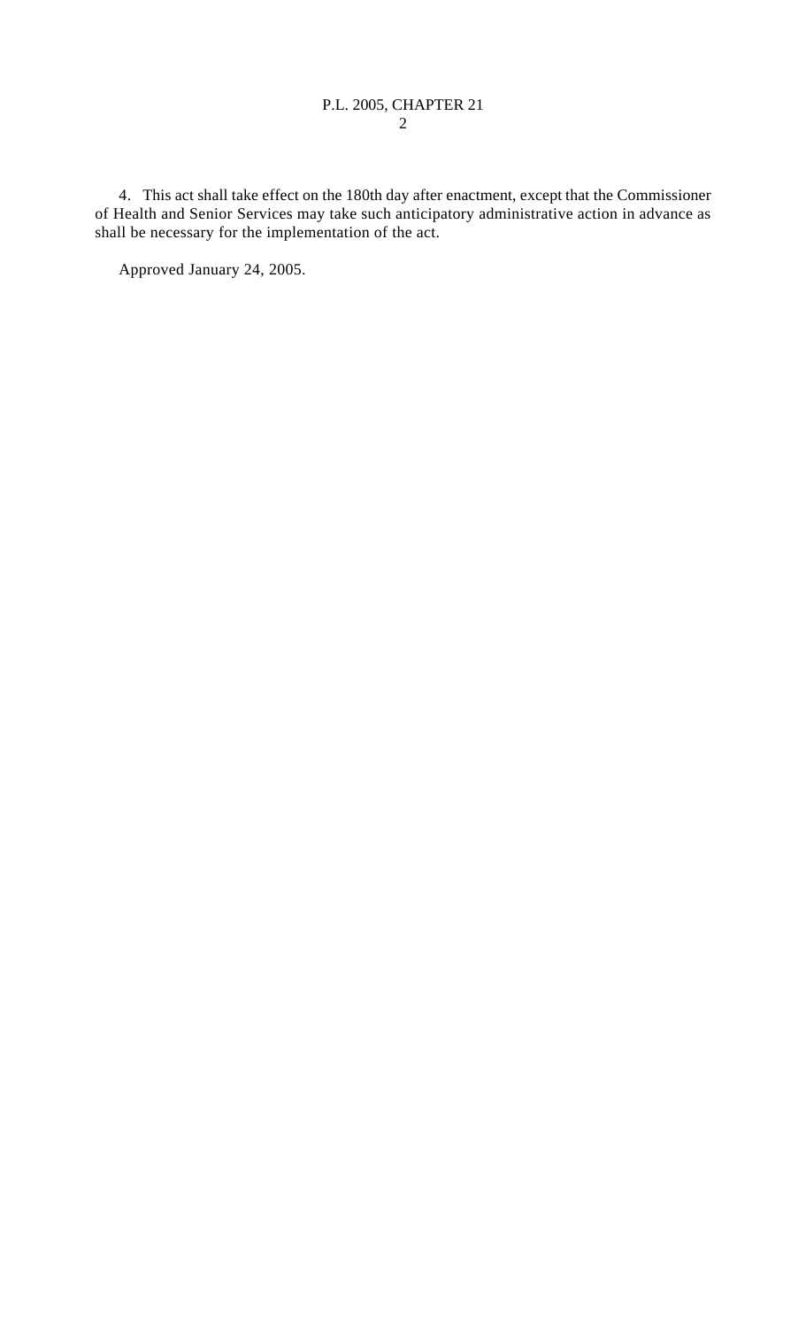4. This act shall take effect on the 180th day after enactment, except that the Commissioner of Health and Senior Services may take such anticipatory administrative action in advance as shall be necessary for the implementation of the act.

Approved January 24, 2005.